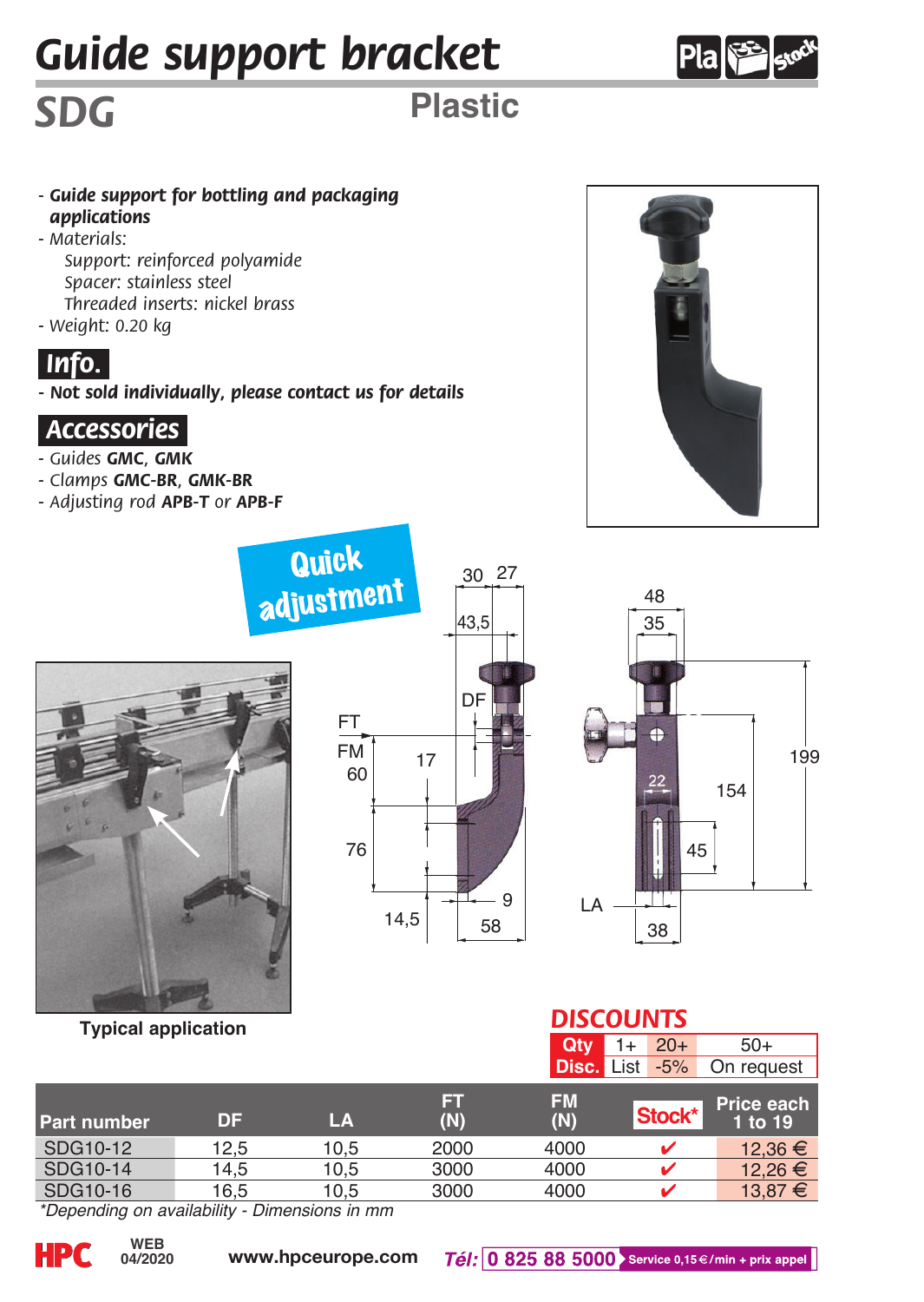# Guide support bracket

## SDG

### Plastic

- ***Guide support for bottling and packaging applications***
- *Materials:*
  - *Support: reinforced polyamide*
  - *Spacer: stainless steel*
  - *Threaded inserts: nickel brass*
- *Weight: 0.20 kg*

## Info.

- ***Not sold individually, please contact us for details***

## Accessories

- *Guides* **GMC**, **GMK**
- *Clamps* **GMC-BR**, **GMK-BR**
- *Adjusting rod* **APB-T** *or* **APB-F**

Quick adjustment

Typical application

### DISCOUNTS

| Qty | 1+ | 20+ | 50+ |
|---|---|---|---|
| Disc. | List | -5% | On request |

| Part number | DF | LA | FT (N) | FM (N) | Stock* | Price each 1 to 19 |
|---|---|---|---|---|---|---|
| SDG10-12 | 12,5 | 10,5 | 2000 | 4000 | ✔ | 12,36 € |
| SDG10-14 | 14,5 | 10,5 | 3000 | 4000 | ✔ | 12,26 € |
| SDG10-16 | 16,5 | 10,5 | 3000 | 4000 | ✔ | 13,87 € |

*Depending on availability - Dimensions in mm*

WEB 04/2020 www.hpceurope.com *Tél:* 0 825 88 5000 Service 0,15 €/min + prix appel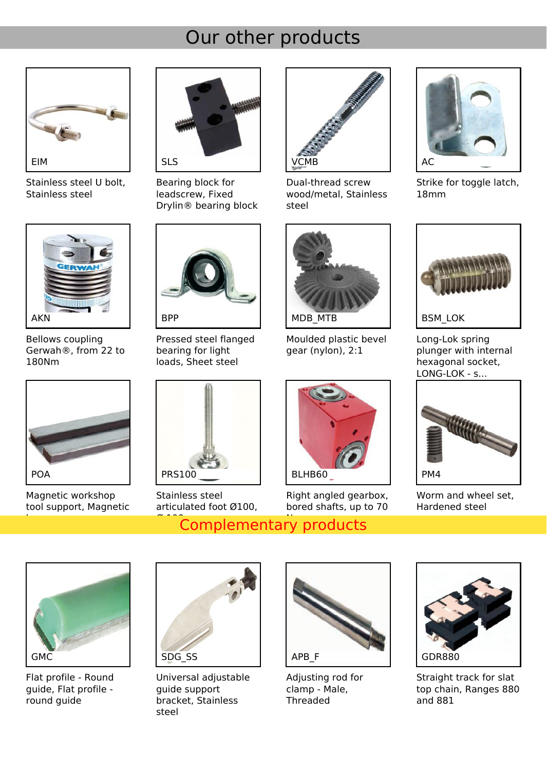# Our other products

EIM

Stainless steel U bolt, Stainless steel

SLS

Bearing block for leadscrew, Fixed Drylin® bearing block

VCMB

Dual-thread screw wood/metal, Stainless steel

AC

Strike for toggle latch, 18mm

AKN

Bellows coupling Gerwah®, from 22 to 180Nm

BPP

Pressed steel flanged bearing for light loads, Sheet steel

MDB_MTB

Moulded plastic bevel gear (nylon), 2:1

BSM_LOK

Long-Lok spring plunger with internal hexagonal socket, LONG-LOK - s...

POA

Magnetic workshop tool support, Magnetic

PRS100

Stainless steel articulated foot Ø100,

BLHB60

Right angled gearbox, bored shafts, up to 70

PM4

Worm and wheel set, Hardened steel

# Complementary products

GMC

Flat profile - Round guide, Flat profile - round guide

SDG_SS

Universal adjustable guide support bracket, Stainless steel

APB_F

Adjusting rod for clamp - Male, Threaded

GDR880

Straight track for slat top chain, Ranges 880 and 881